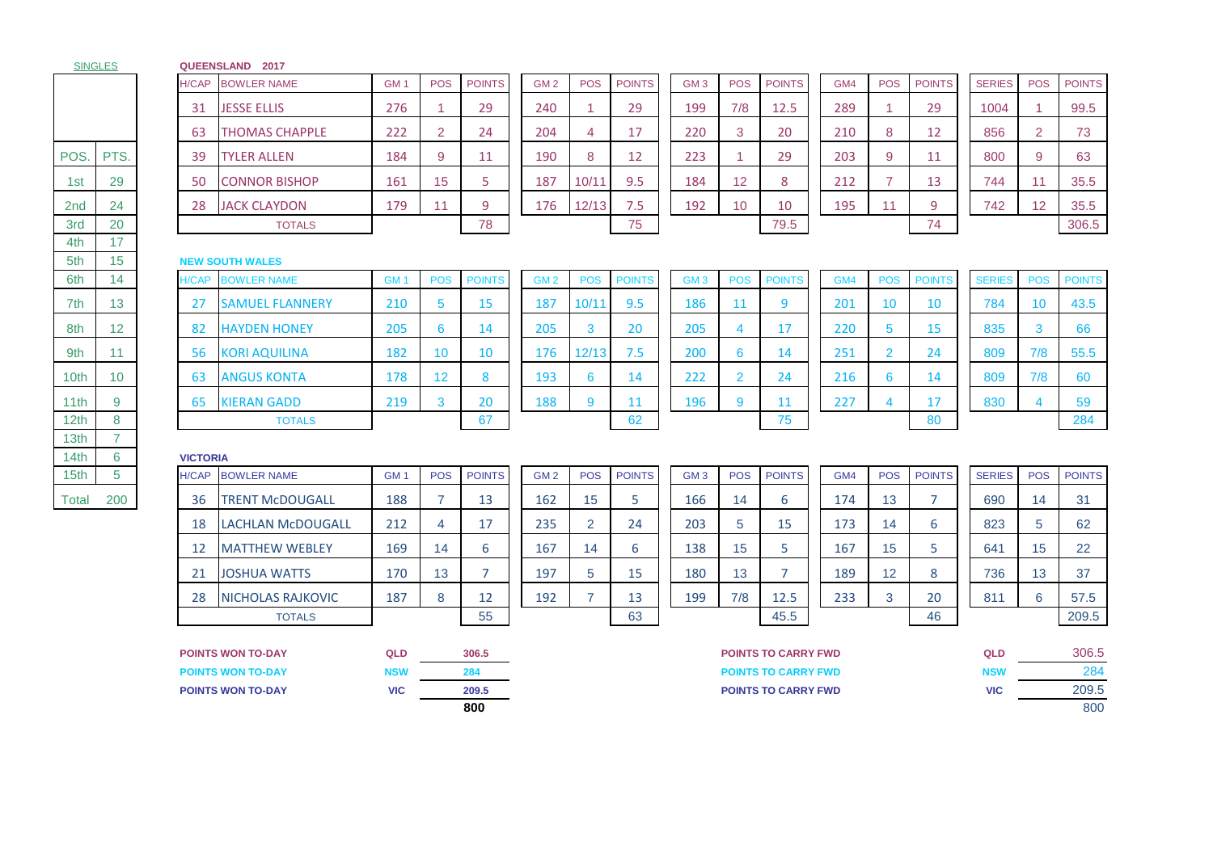SINGLES

| POS. | PTS. |
|---|---|
| 1st | 29 |
| 2nd | 24 |
| 3rd | 20 |
| 4th | 17 |
| 5th | 15 |
| 6th | 14 |
| 7th | 13 |
| 8th | 12 |
| 9th | 11 |
| 10th | 10 |
| 11th | 9 |
| 12th | 8 |
| 13th | 7 |
| 14th | 6 |
| 15th | 5 |
| Total | 200 |

**QUEENSLAND 2017**

| H/CAP | BOWLER NAME | GM 1 | POS | POINTS | GM 2 | POS | POINTS | GM 3 | POS | POINTS | GM4 | POS | POINTS | SERIES | POS | POINTS |
|---|---|---|---|---|---|---|---|---|---|---|---|---|---|---|---|---|
| 31 | JESSE ELLIS | 276 | 1 | 29 | 240 | 1 | 29 | 199 | 7/8 | 12.5 | 289 | 1 | 29 | 1004 | 1 | 99.5 |
| 63 | THOMAS CHAPPLE | 222 | 2 | 24 | 204 | 4 | 17 | 220 | 3 | 20 | 210 | 8 | 12 | 856 | 2 | 73 |
| 39 | TYLER ALLEN | 184 | 9 | 11 | 190 | 8 | 12 | 223 | 1 | 29 | 203 | 9 | 11 | 800 | 9 | 63 |
| 50 | CONNOR BISHOP | 161 | 15 | 5 | 187 | 10/11 | 9.5 | 184 | 12 | 8 | 212 | 7 | 13 | 744 | 11 | 35.5 |
| 28 | JACK CLAYDON | 179 | 11 | 9 | 176 | 12/13 | 7.5 | 192 | 10 | 10 | 195 | 11 | 9 | 742 | 12 | 35.5 |
| | TOTALS | | | 78 | | | 75 | | | 79.5 | | | 74 | | | 306.5 |

**NEW SOUTH WALES**

| H/CAP | BOWLER NAME | GM 1 | POS | POINTS | GM 2 | POS | POINTS | GM 3 | POS | POINTS | GM4 | POS | POINTS | SERIES | POS | POINTS |
|---|---|---|---|---|---|---|---|---|---|---|---|---|---|---|---|---|
| 27 | SAMUEL FLANNERY | 210 | 5 | 15 | 187 | 10/11 | 9.5 | 186 | 11 | 9 | 201 | 10 | 10 | 784 | 10 | 43.5 |
| 82 | HAYDEN HONEY | 205 | 6 | 14 | 205 | 3 | 20 | 205 | 4 | 17 | 220 | 5 | 15 | 835 | 3 | 66 |
| 56 | KORI AQUILINA | 182 | 10 | 10 | 176 | 12/13 | 7.5 | 200 | 6 | 14 | 251 | 2 | 24 | 809 | 7/8 | 55.5 |
| 63 | ANGUS KONTA | 178 | 12 | 8 | 193 | 6 | 14 | 222 | 2 | 24 | 216 | 6 | 14 | 809 | 7/8 | 60 |
| 65 | KIERAN GADD | 219 | 3 | 20 | 188 | 9 | 11 | 196 | 9 | 11 | 227 | 4 | 17 | 830 | 4 | 59 |
| | TOTALS | | | 67 | | | 62 | | | 75 | | | 80 | | | 284 |

**VICTORIA**

| H/CAP | BOWLER NAME | GM 1 | POS | POINTS | GM 2 | POS | POINTS | GM 3 | POS | POINTS | GM4 | POS | POINTS | SERIES | POS | POINTS |
|---|---|---|---|---|---|---|---|---|---|---|---|---|---|---|---|---|
| 36 | TRENT McDOUGALL | 188 | 7 | 13 | 162 | 15 | 5 | 166 | 14 | 6 | 174 | 13 | 7 | 690 | 14 | 31 |
| 18 | LACHLAN McDOUGALL | 212 | 4 | 17 | 235 | 2 | 24 | 203 | 5 | 15 | 173 | 14 | 6 | 823 | 5 | 62 |
| 12 | MATTHEW WEBLEY | 169 | 14 | 6 | 167 | 14 | 6 | 138 | 15 | 5 | 167 | 15 | 5 | 641 | 15 | 22 |
| 21 | JOSHUA WATTS | 170 | 13 | 7 | 197 | 5 | 15 | 180 | 13 | 7 | 189 | 12 | 8 | 736 | 13 | 37 |
| 28 | NICHOLAS RAJKOVIC | 187 | 8 | 12 | 192 | 7 | 13 | 199 | 7/8 | 12.5 | 233 | 3 | 20 | 811 | 6 | 57.5 |
| | TOTALS | | | 55 | | | 63 | | | 45.5 | | | 46 | | | 209.5 |

| | | |
|---|---|---|
| **POINTS WON TO-DAY** | **QLD** | **306.5** |
| **POINTS WON TO-DAY** | **NSW** | **284** |
| **POINTS WON TO-DAY** | **VIC** | **209.5** |
| | | **800** |

| | | |
|---|---|---|
| **POINTS TO CARRY FWD** | **QLD** | 306.5 |
| **POINTS TO CARRY FWD** | **NSW** | 284 |
| **POINTS TO CARRY FWD** | **VIC** | 209.5 |
| | | 800 |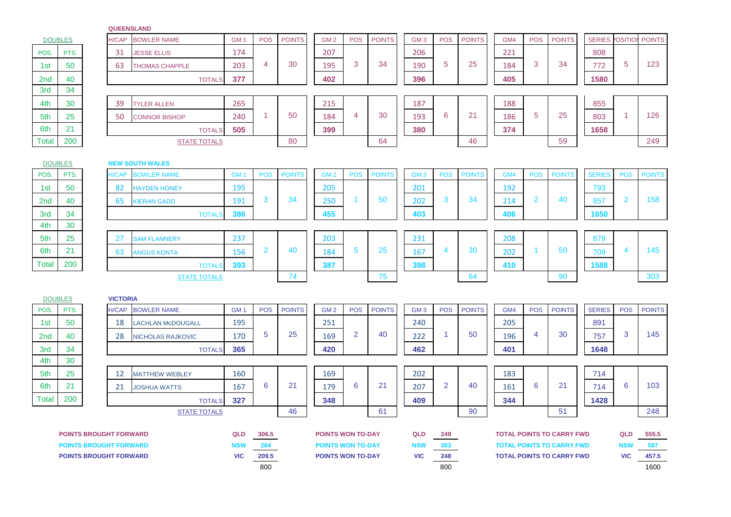## QUEENSLAND

| POS. | PTS. |
|---|---|
| 1st | 50 |
| 2nd | 40 |
| 3rd | 34 |
| 4th | 30 |
| 5th | 25 |
| 6th | 21 |
| Total | 200 |

| H/CAP | BOWLER NAME | GM 1 | POS | POINTS | GM 2 | POS | POINTS | GM 3 | POS | POINTS | GM4 | POS | POINTS | SERIES | POSITION | POINTS |
|---|---|---|---|---|---|---|---|---|---|---|---|---|---|---|---|---|
| 31 | JESSE ELLIS | 174 | 4 | 30 | 207 | 3 | 34 | 206 | 5 | 25 | 221 | 3 | 34 | 808 | 5 | 123 |
| 63 | THOMAS CHAPPLE | 203 | | | 195 | | | 190 | | | 184 | | | 772 | | |
| | TOTALS | 377 | | | 402 | | | 396 | | | 405 | | | 1580 | | |
| 39 | TYLER ALLEN | 265 | 1 | 50 | 215 | 4 | 30 | 187 | 6 | 21 | 188 | 5 | 25 | 855 | 1 | 126 |
| 50 | CONNOR BISHOP | 240 | | | 184 | | | 193 | | | 186 | | | 803 | | |
| | TOTALS | 505 | | | 399 | | | 380 | | | 374 | | | 1658 | | |
| | STATE TOTALS | | | 80 | | | 64 | | | 46 | | | 59 | | | 249 |

## NEW SOUTH WALES

| POS. | PTS. |
|---|---|
| 1st | 50 |
| 2nd | 40 |
| 3rd | 34 |
| 4th | 30 |
| 5th | 25 |
| 6th | 21 |
| Total | 200 |

| H/CAP | BOWLER NAME | GM 1 | POS | POINTS | GM 2 | POS | POINTS | GM 3 | POS | POINTS | GM4 | POS | POINTS | SERIES | POS | POINTS |
|---|---|---|---|---|---|---|---|---|---|---|---|---|---|---|---|---|
| 82 | HAYDEN HONEY | 195 | 3 | 34 | 205 | 1 | 50 | 201 | 3 | 34 | 192 | 2 | 40 | 793 | 2 | 158 |
| 65 | KIERAN GADD | 191 | | | 250 | | | 202 | | | 214 | | | 857 | | |
| | TOTALS | 386 | | | 455 | | | 403 | | | 406 | | | 1650 | | |
| 27 | SAM FLANNERY | 237 | 2 | 40 | 203 | 5 | 25 | 231 | 4 | 30 | 208 | 1 | 50 | 879 | 4 | 145 |
| 63 | ANGUS KONTA | 156 | | | 184 | | | 167 | | | 202 | | | 709 | | |
| | TOTALS | 393 | | | 387 | | | 398 | | | 410 | | | 1588 | | |
| | STATE TOTALS | | | 74 | | | 75 | | | 64 | | | 90 | | | 303 |

## VICTORIA

| POS. | PTS. |
|---|---|
| 1st | 50 |
| 2nd | 40 |
| 3rd | 34 |
| 4th | 30 |
| 5th | 25 |
| 6th | 21 |
| Total | 200 |

| H/CAP | BOWLER NAME | GM 1 | POS | POINTS | GM 2 | POS | POINTS | GM 3 | POS | POINTS | GM4 | POS | POINTS | SERIES | POS | POINTS |
|---|---|---|---|---|---|---|---|---|---|---|---|---|---|---|---|---|
| 18 | LACHLAN McDOUGALL | 195 | 5 | 25 | 251 | 2 | 40 | 240 | 1 | 50 | 205 | 4 | 30 | 891 | 3 | 145 |
| 28 | NICHOLAS RAJKOVIC | 170 | | | 169 | | | 222 | | | 196 | | | 757 | | |
| | TOTALS | 365 | | | 420 | | | 462 | | | 401 | | | 1648 | | |
| 12 | MATTHEW WEBLEY | 160 | 6 | 21 | 169 | 6 | 21 | 202 | 2 | 40 | 183 | 6 | 21 | 714 | 6 | 103 |
| 21 | JOSHUA WATTS | 167 | | | 179 | | | 207 | | | 161 | | | 714 | | |
| | TOTALS | 327 | | | 348 | | | 409 | | | 344 | | | 1428 | | |
| | STATE TOTALS | | | 46 | | | 61 | | | 90 | | | 51 | | | 248 |

| | | | | | | | | |
|---|---|---|---|---|---|---|---|---|
| POINTS BROUGHT FORWARD | QLD | 306.5 | POINTS WON TO-DAY | QLD | 249 | TOTAL POINTS TO CARRY FWD | QLD | 555.5 |
| POINTS BROUGHT FORWARD | NSW | 284 | POINTS WON TO-DAY | NSW | 303 | TOTAL POINTS TO CARRY FWD | NSW | 587 |
| POINTS BROUGHT FORWARD | VIC | 209.5 | POINTS WON TO-DAY | VIC | 248 | TOTAL POINTS TO CARRY FWD | VIC | 457.5 |
| | | 800 | | | 800 | | | 1600 |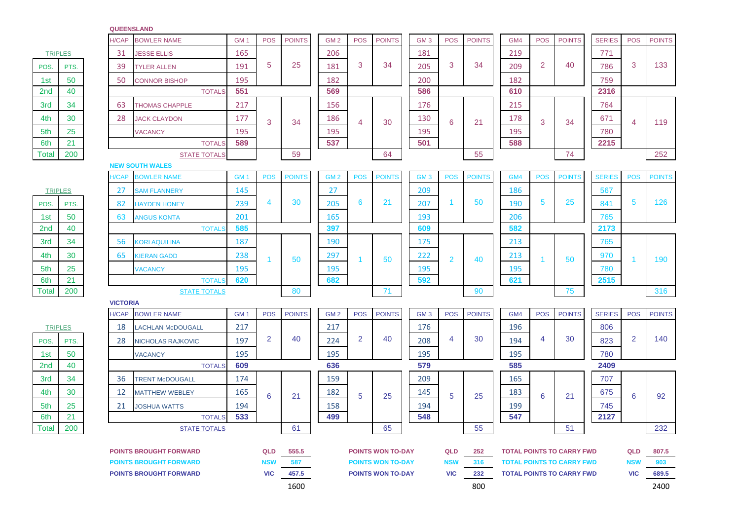### QUEENSLAND

| H/CAP | BOWLER NAME | GM 1 | POS | POINTS | GM 2 | POS | POINTS | GM 3 | POS | POINTS | GM4 | POS | POINTS | SERIES | POS | POINTS |
|---|---|---|---|---|---|---|---|---|---|---|---|---|---|---|---|---|
| 31 | JESSE ELLIS | 165 | | | 206 | | | 181 | | | 219 | | | 771 | | |
| 39 | TYLER ALLEN | 191 | 5 | 25 | 181 | 3 | 34 | 205 | 3 | 34 | 209 | 2 | 40 | 786 | 3 | 133 |
| 50 | CONNOR BISHOP | 195 | | | 182 | | | 200 | | | 182 | | | 759 | | |
| | TOTALS | 551 | | | 569 | | | 586 | | | 610 | | | 2316 | | |
| 63 | THOMAS CHAPPLE | 217 | | | 156 | | | 176 | | | 215 | | | 764 | | |
| 28 | JACK CLAYDON | 177 | 3 | 34 | 186 | 4 | 30 | 130 | 6 | 21 | 178 | 3 | 34 | 671 | 4 | 119 |
| | VACANCY | 195 | | | 195 | | | 195 | | | 195 | | | 780 | | |
| | TOTALS | 589 | | | 537 | | | 501 | | | 588 | | | 2215 | | |
| | STATE TOTALS | | | 59 | | | 64 | | | 55 | | | 74 | | | 252 |

### NEW SOUTH WALES

| H/CAP | BOWLER NAME | GM 1 | POS | POINTS | GM 2 | POS | POINTS | GM 3 | POS | POINTS | GM4 | POS | POINTS | SERIES | POS | POINTS |
|---|---|---|---|---|---|---|---|---|---|---|---|---|---|---|---|---|
| 27 | SAM FLANNERY | 145 | | | 27 | | | 209 | | | 186 | | | 567 | | |
| 82 | HAYDEN HONEY | 239 | 4 | 30 | 205 | 6 | 21 | 207 | 1 | 50 | 190 | 5 | 25 | 841 | 5 | 126 |
| 63 | ANGUS KONTA | 201 | | | 165 | | | 193 | | | 206 | | | 765 | | |
| | TOTALS | 585 | | | 397 | | | 609 | | | 582 | | | 2173 | | |
| 56 | KORI AQUILINA | 187 | | | 190 | | | 175 | | | 213 | | | 765 | | |
| 65 | KIERAN GADD | 238 | 1 | 50 | 297 | 1 | 50 | 222 | 2 | 40 | 213 | 1 | 50 | 970 | 1 | 190 |
| | VACANCY | 195 | | | 195 | | | 195 | | | 195 | | | 780 | | |
| | TOTALS | 620 | | | 682 | | | 592 | | | 621 | | | 2515 | | |
| | STATE TOTALS | | | 80 | | | 71 | | | 90 | | | 75 | | | 316 |

### VICTORIA

| H/CAP | BOWLER NAME | GM 1 | POS | POINTS | GM 2 | POS | POINTS | GM 3 | POS | POINTS | GM4 | POS | POINTS | SERIES | POS | POINTS |
|---|---|---|---|---|---|---|---|---|---|---|---|---|---|---|---|---|
| 18 | LACHLAN McDOUGALL | 217 | | | 217 | | | 176 | | | 196 | | | 806 | | |
| 28 | NICHOLAS RAJKOVIC | 197 | 2 | 40 | 224 | 2 | 40 | 208 | 4 | 30 | 194 | 4 | 30 | 823 | 2 | 140 |
| | VACANCY | 195 | | | 195 | | | 195 | | | 195 | | | 780 | | |
| | TOTALS | 609 | | | 636 | | | 579 | | | 585 | | | 2409 | | |
| 36 | TRENT McDOUGALL | 174 | | | 159 | | | 209 | | | 165 | | | 707 | | |
| 12 | MATTHEW WEBLEY | 165 | 6 | 21 | 182 | 5 | 25 | 145 | 5 | 25 | 183 | 6 | 21 | 675 | 6 | 92 |
| 21 | JOSHUA WATTS | 194 | | | 158 | | | 194 | | | 199 | | | 745 | | |
| | TOTALS | 533 | | | 499 | | | 548 | | | 547 | | | 2127 | | |
| | STATE TOTALS | | | 61 | | | 65 | | | 55 | | | 51 | | | 232 |

**TRIPLES** (shown beside each state)

| POS. | PTS. |
|---|---|
| 1st | 50 |
| 2nd | 40 |
| 3rd | 34 |
| 4th | 30 |
| 5th | 25 |
| 6th | 21 |
| Total | 200 |

| | | | | | | | |
|---|---|---|---|---|---|---|---|
| POINTS BROUGHT FORWARD | QLD | 555.5 | POINTS WON TO-DAY | QLD | 252 | TOTAL POINTS TO CARRY FWD | QLD 807.5 |
| POINTS BROUGHT FORWARD | NSW | 587 | POINTS WON TO-DAY | NSW | 316 | TOTAL POINTS TO CARRY FWD | NSW 903 |
| POINTS BROUGHT FORWARD | VIC | 457.5 | POINTS WON TO-DAY | VIC | 232 | TOTAL POINTS TO CARRY FWD | VIC 689.5 |
| | | 1600 | | | 800 | | 2400 |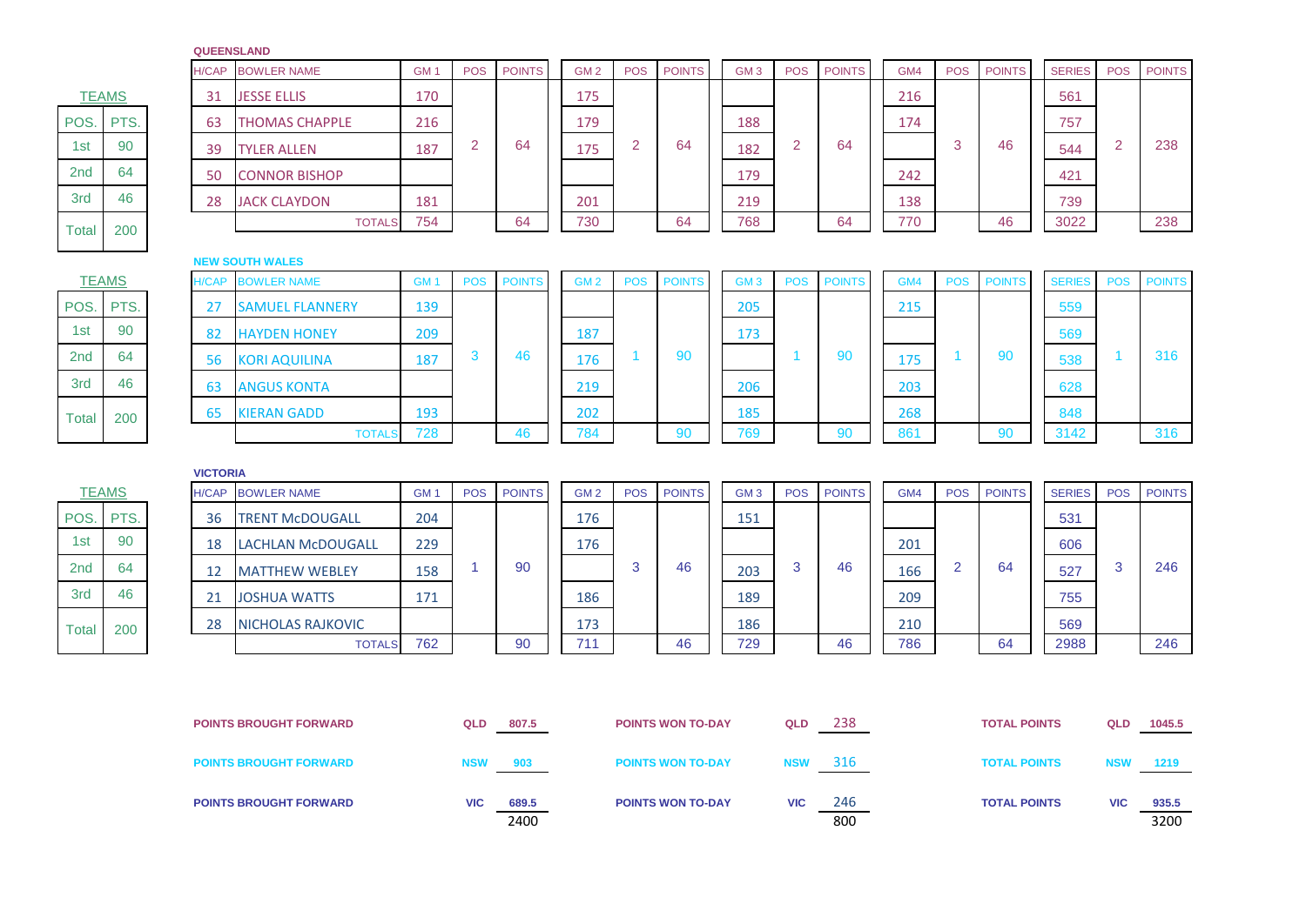## QUEENSLAND

| POS. | PTS. |
|---|---|
| 1st | 90 |
| 2nd | 64 |
| 3rd | 46 |
| Total | 200 |

| H/CAP | BOWLER NAME | GM 1 | POS | POINTS | GM 2 | POS | POINTS | GM 3 | POS | POINTS | GM4 | POS | POINTS | SERIES | POS | POINTS |
|---|---|---|---|---|---|---|---|---|---|---|---|---|---|---|---|---|
| 31 | JESSE ELLIS | 170 | | | 175 | | | | | | 216 | | | 561 | | |
| 63 | THOMAS CHAPPLE | 216 | | | 179 | | | 188 | | | 174 | | | 757 | | |
| 39 | TYLER ALLEN | 187 | 2 | 64 | 175 | 2 | 64 | 182 | 2 | 64 | | 3 | 46 | 544 | 2 | 238 |
| 50 | CONNOR BISHOP | | | | | | | 179 | | | 242 | | | 421 | | |
| 28 | JACK CLAYDON | 181 | | | 201 | | | 219 | | | 138 | | | 739 | | |
| | TOTALS | 754 | | 64 | 730 | | 64 | 768 | | 64 | 770 | | 46 | 3022 | | 238 |

## NEW SOUTH WALES

| POS. | PTS. |
|---|---|
| 1st | 90 |
| 2nd | 64 |
| 3rd | 46 |
| Total | 200 |

| H/CAP | BOWLER NAME | GM 1 | POS | POINTS | GM 2 | POS | POINTS | GM 3 | POS | POINTS | GM4 | POS | POINTS | SERIES | POS | POINTS |
|---|---|---|---|---|---|---|---|---|---|---|---|---|---|---|---|---|
| 27 | SAMUEL FLANNERY | 139 | | | | | | 205 | | | 215 | | | 559 | | |
| 82 | HAYDEN HONEY | 209 | | | 187 | | | 173 | | | | | | 569 | | |
| 56 | KORI AQUILINA | 187 | 3 | 46 | 176 | 1 | 90 | | 1 | 90 | 175 | 1 | 90 | 538 | 1 | 316 |
| 63 | ANGUS KONTA | | | | 219 | | | 206 | | | 203 | | | 628 | | |
| 65 | KIERAN GADD | 193 | | | 202 | | | 185 | | | 268 | | | 848 | | |
| | TOTALS | 728 | | 46 | 784 | | 90 | 769 | | 90 | 861 | | 90 | 3142 | | 316 |

## VICTORIA

| POS. | PTS. |
|---|---|
| 1st | 90 |
| 2nd | 64 |
| 3rd | 46 |
| Total | 200 |

| H/CAP | BOWLER NAME | GM 1 | POS | POINTS | GM 2 | POS | POINTS | GM 3 | POS | POINTS | GM4 | POS | POINTS | SERIES | POS | POINTS |
|---|---|---|---|---|---|---|---|---|---|---|---|---|---|---|---|---|
| 36 | TRENT McDOUGALL | 204 | | | 176 | | | 151 | | | | | | 531 | | |
| 18 | LACHLAN McDOUGALL | 229 | | | 176 | | | | | | 201 | | | 606 | | |
| 12 | MATTHEW WEBLEY | 158 | 1 | 90 | | 3 | 46 | 203 | 3 | 46 | 166 | 2 | 64 | 527 | 3 | 246 |
| 21 | JOSHUA WATTS | 171 | | | 186 | | | 189 | | | 209 | | | 755 | | |
| 28 | NICHOLAS RAJKOVIC | | | | 173 | | | 186 | | | 210 | | | 569 | | |
| | TOTALS | 762 | | 90 | 711 | | 46 | 729 | | 46 | 786 | | 64 | 2988 | | 246 |

| | | | | | | | | |
|---|---|---|---|---|---|---|---|---|
| POINTS BROUGHT FORWARD | QLD | 807.5 | POINTS WON TO-DAY | QLD | 238 | TOTAL POINTS | QLD | 1045.5 |
| POINTS BROUGHT FORWARD | NSW | 903 | POINTS WON TO-DAY | NSW | 316 | TOTAL POINTS | NSW | 1219 |
| POINTS BROUGHT FORWARD | VIC | 689.5 | POINTS WON TO-DAY | VIC | 246 | TOTAL POINTS | VIC | 935.5 |
| | | 2400 | | | 800 | | | 3200 |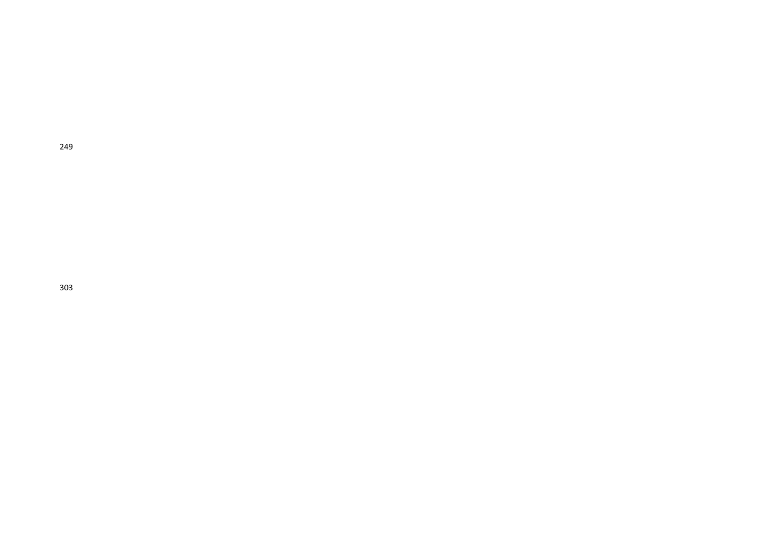249

303